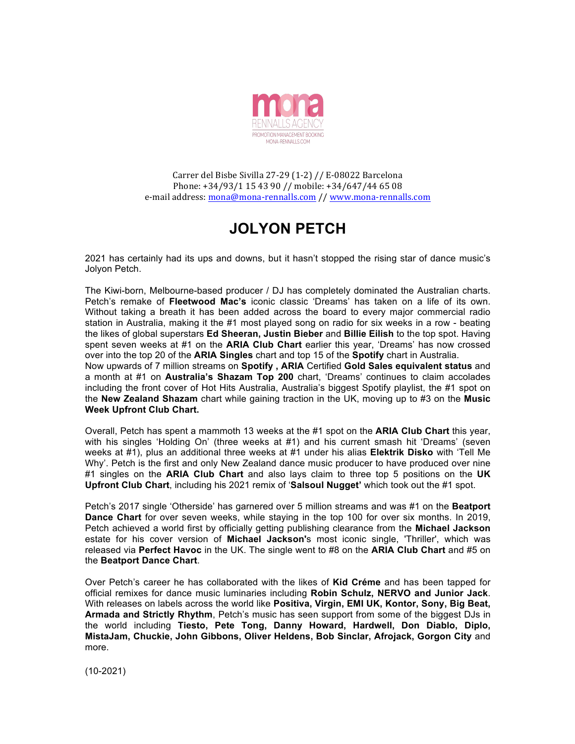mona
RENNALLS AGENCY
PROMOTION MANAGEMENT BOOKING
MONA-RENNALLS.COM

Carrer del Bisbe Sivilla 27-29 (1-2) // E-08022 Barcelona
Phone: +34/93/1 15 43 90 // mobile: +34/647/44 65 08
e-mail address: mona@mona-rennalls.com // www.mona-rennalls.com

# JOLYON PETCH

2021 has certainly had its ups and downs, but it hasn't stopped the rising star of dance music's Jolyon Petch.

The Kiwi-born, Melbourne-based producer / DJ has completely dominated the Australian charts. Petch's remake of **Fleetwood Mac's** iconic classic 'Dreams' has taken on a life of its own. Without taking a breath it has been added across the board to every major commercial radio station in Australia, making it the #1 most played song on radio for six weeks in a row - beating the likes of global superstars **Ed Sheeran, Justin Bieber** and **Billie Eilish** to the top spot. Having spent seven weeks at #1 on the **ARIA Club Chart** earlier this year, 'Dreams' has now crossed over into the top 20 of the **ARIA Singles** chart and top 15 of the **Spotify** chart in Australia.
Now upwards of 7 million streams on **Spotify , ARIA** Certified **Gold Sales equivalent status** and a month at #1 on **Australia's Shazam Top 200** chart, 'Dreams' continues to claim accolades including the front cover of Hot Hits Australia, Australia's biggest Spotify playlist, the #1 spot on the **New Zealand Shazam** chart while gaining traction in the UK, moving up to #3 on the **Music Week Upfront Club Chart.**

Overall, Petch has spent a mammoth 13 weeks at the #1 spot on the **ARIA Club Chart** this year, with his singles 'Holding On' (three weeks at #1) and his current smash hit 'Dreams' (seven weeks at #1), plus an additional three weeks at #1 under his alias **Elektrik Disko** with 'Tell Me Why'. Petch is the first and only New Zealand dance music producer to have produced over nine #1 singles on the **ARIA Club Chart** and also lays claim to three top 5 positions on the **UK Upfront Club Chart**, including his 2021 remix of '**Salsoul Nugget'** which took out the #1 spot.

Petch's 2017 single 'Otherside' has garnered over 5 million streams and was #1 on the **Beatport Dance Chart** for over seven weeks, while staying in the top 100 for over six months. In 2019, Petch achieved a world first by officially getting publishing clearance from the **Michael Jackson** estate for his cover version of **Michael Jackson'**s most iconic single, 'Thriller', which was released via **Perfect Havoc** in the UK. The single went to #8 on the **ARIA Club Chart** and #5 on the **Beatport Dance Chart**.

Over Petch's career he has collaborated with the likes of **Kid Créme** and has been tapped for official remixes for dance music luminaries including **Robin Schulz, NERVO and Junior Jack**. With releases on labels across the world like **Positiva, Virgin, EMI UK, Kontor, Sony, Big Beat, Armada and Strictly Rhythm**, Petch's music has seen support from some of the biggest DJs in the world including **Tiesto, Pete Tong, Danny Howard, Hardwell, Don Diablo, Diplo, MistaJam, Chuckie, John Gibbons, Oliver Heldens, Bob Sinclar, Afrojack, Gorgon City** and more.

(10-2021)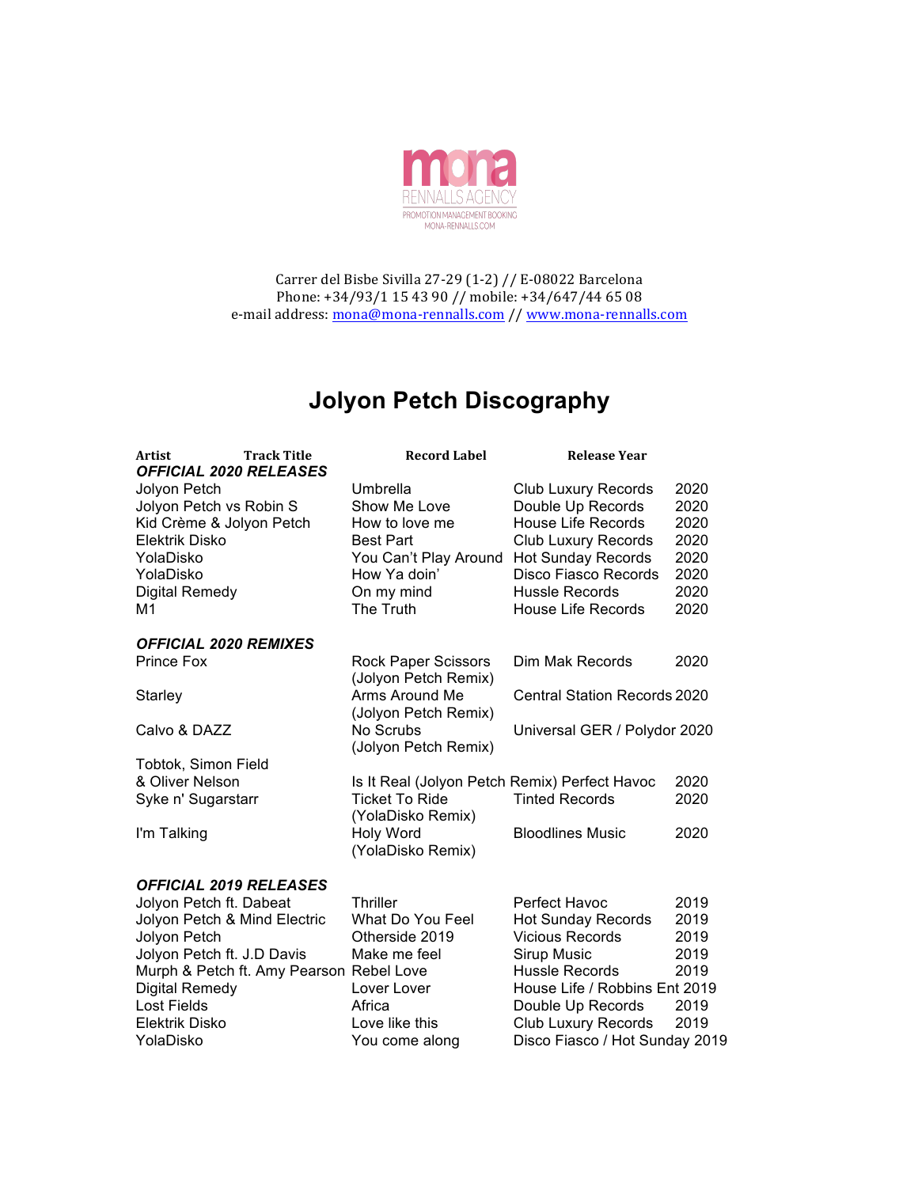mona
RENNALLS AGENCY
PROMOTION MANAGEMENT BOOKING
MONA-RENNALLS.COM

Carrer del Bisbe Sivilla 27-29 (1-2) // E-08022 Barcelona
Phone: +34/93/1 15 43 90 // mobile: +34/647/44 65 08
e-mail address: mona@mona-rennalls.com // www.mona-rennalls.com

# Jolyon Petch Discography

| Artist | Track Title | Record Label | Release Year |
|---|---|---|---|
| ***OFFICIAL 2020 RELEASES*** | | | |
| Jolyon Petch | Umbrella | Club Luxury Records | 2020 |
| Jolyon Petch vs Robin S | Show Me Love | Double Up Records | 2020 |
| Kid Crème & Jolyon Petch | How to love me | House Life Records | 2020 |
| Elektrik Disko | Best Part | Club Luxury Records | 2020 |
| YolaDisko | You Can't Play Around | Hot Sunday Records | 2020 |
| YolaDisko | How Ya doin' | Disco Fiasco Records | 2020 |
| Digital Remedy | On my mind | Hussle Records | 2020 |
| M1 | The Truth | House Life Records | 2020 |
| ***OFFICIAL 2020 REMIXES*** | | | |
| Prince Fox | Rock Paper Scissors (Jolyon Petch Remix) | Dim Mak Records | 2020 |
| Starley | Arms Around Me (Jolyon Petch Remix) | Central Station Records | 2020 |
| Calvo & DAZZ | No Scrubs (Jolyon Petch Remix) | Universal GER / Polydor | 2020 |
| Tobtok, Simon Field & Oliver Nelson | Is It Real (Jolyon Petch Remix) | Perfect Havoc | 2020 |
| Syke n' Sugarstarr | Ticket To Ride (YolaDisko Remix) | Tinted Records | 2020 |
| I'm Talking | Holy Word (YolaDisko Remix) | Bloodlines Music | 2020 |
| ***OFFICIAL 2019 RELEASES*** | | | |
| Jolyon Petch ft. Dabeat | Thriller | Perfect Havoc | 2019 |
| Jolyon Petch & Mind Electric | What Do You Feel | Hot Sunday Records | 2019 |
| Jolyon Petch | Otherside 2019 | Vicious Records | 2019 |
| Jolyon Petch ft. J.D Davis | Make me feel | Sirup Music | 2019 |
| Murph & Petch ft. Amy Pearson | Rebel Love | Hussle Records | 2019 |
| Digital Remedy | Lover Lover | House Life / Robbins Ent | 2019 |
| Lost Fields | Africa | Double Up Records | 2019 |
| Elektrik Disko | Love like this | Club Luxury Records | 2019 |
| YolaDisko | You come along | Disco Fiasco / Hot Sunday | 2019 |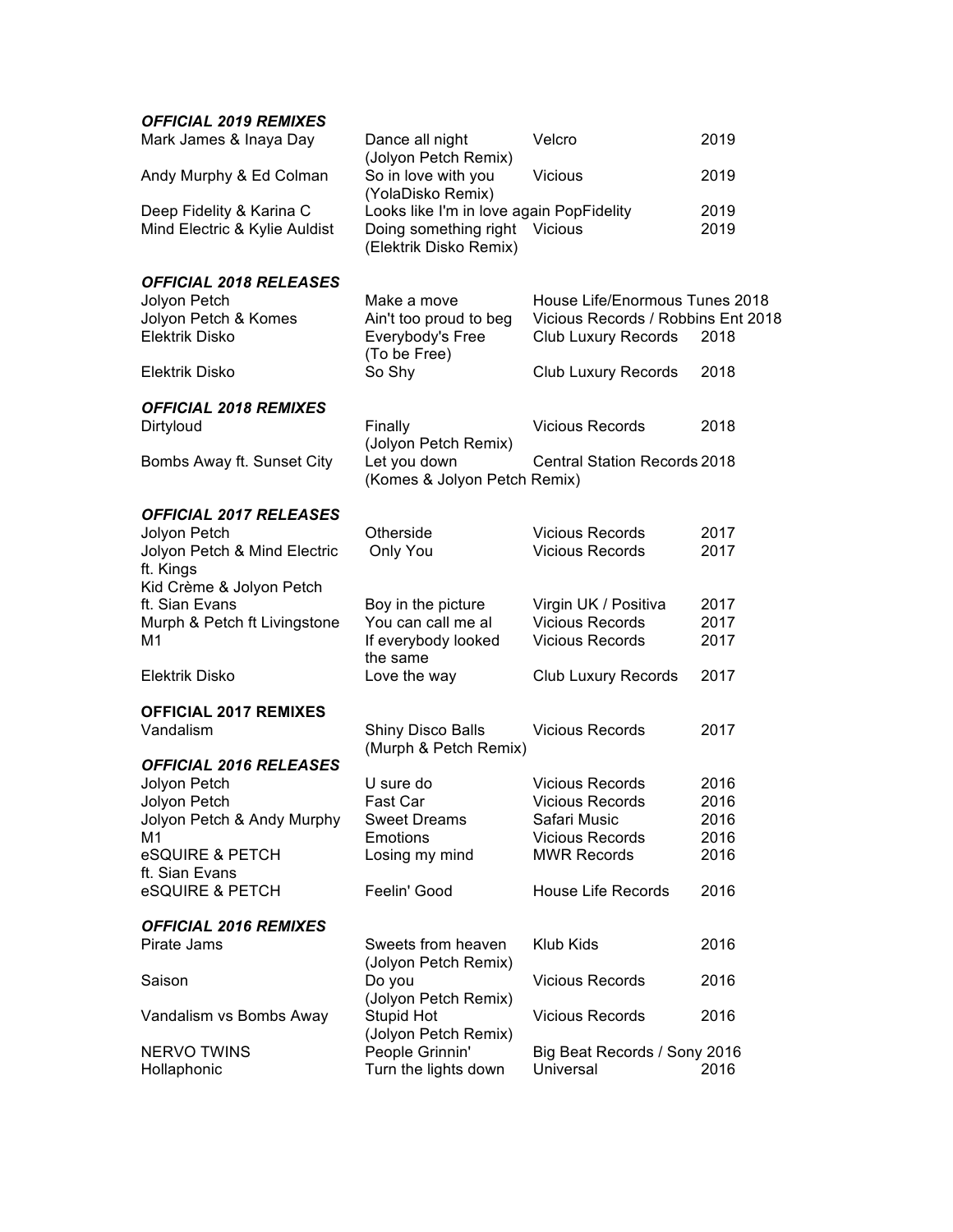***OFFICIAL 2019 REMIXES***

| | | | |
|---|---|---|---|
| Mark James & Inaya Day | Dance all night (Jolyon Petch Remix) | Velcro | 2019 |
| Andy Murphy & Ed Colman | So in love with you (YolaDisko Remix) | Vicious | 2019 |
| Deep Fidelity & Karina C | Looks like I'm in love again | PopFidelity | 2019 |
| Mind Electric & Kylie Auldist | Doing something right (Elektrik Disko Remix) | Vicious | 2019 |

***OFFICIAL 2018 RELEASES***

| | | | |
|---|---|---|---|
| Jolyon Petch | Make a move | House Life/Enormous Tunes | 2018 |
| Jolyon Petch & Komes | Ain't too proud to beg | Vicious Records / Robbins Ent | 2018 |
| Elektrik Disko | Everybody's Free (To be Free) | Club Luxury Records | 2018 |
| Elektrik Disko | So Shy | Club Luxury Records | 2018 |

***OFFICIAL 2018 REMIXES***

| | | | |
|---|---|---|---|
| Dirtyloud | Finally (Jolyon Petch Remix) | Vicious Records | 2018 |
| Bombs Away ft. Sunset City | Let you down (Komes & Jolyon Petch Remix) | Central Station Records | 2018 |

***OFFICIAL 2017 RELEASES***

| | | | |
|---|---|---|---|
| Jolyon Petch | Otherside | Vicious Records | 2017 |
| Jolyon Petch & Mind Electric ft. Kings | Only You | Vicious Records | 2017 |
| Kid Crème & Jolyon Petch ft. Sian Evans | Boy in the picture | Virgin UK / Positiva | 2017 |
| Murph & Petch ft Livingstone | You can call me al | Vicious Records | 2017 |
| M1 | If everybody looked the same | Vicious Records | 2017 |
| Elektrik Disko | Love the way | Club Luxury Records | 2017 |

**OFFICIAL 2017 REMIXES**

| | | | |
|---|---|---|---|
| Vandalism | Shiny Disco Balls (Murph & Petch Remix) | Vicious Records | 2017 |

***OFFICIAL 2016 RELEASES***

| | | | |
|---|---|---|---|
| Jolyon Petch | U sure do | Vicious Records | 2016 |
| Jolyon Petch | Fast Car | Vicious Records | 2016 |
| Jolyon Petch & Andy Murphy | Sweet Dreams | Safari Music | 2016 |
| M1 | Emotions | Vicious Records | 2016 |
| eSQUIRE & PETCH ft. Sian Evans | Losing my mind | MWR Records | 2016 |
| eSQUIRE & PETCH | Feelin' Good | House Life Records | 2016 |

***OFFICIAL 2016 REMIXES***

| | | | |
|---|---|---|---|
| Pirate Jams | Sweets from heaven (Jolyon Petch Remix) | Klub Kids | 2016 |
| Saison | Do you (Jolyon Petch Remix) | Vicious Records | 2016 |
| Vandalism vs Bombs Away | Stupid Hot (Jolyon Petch Remix) | Vicious Records | 2016 |
| NERVO TWINS | People Grinnin' | Big Beat Records / Sony | 2016 |
| Hollaphonic | Turn the lights down | Universal | 2016 |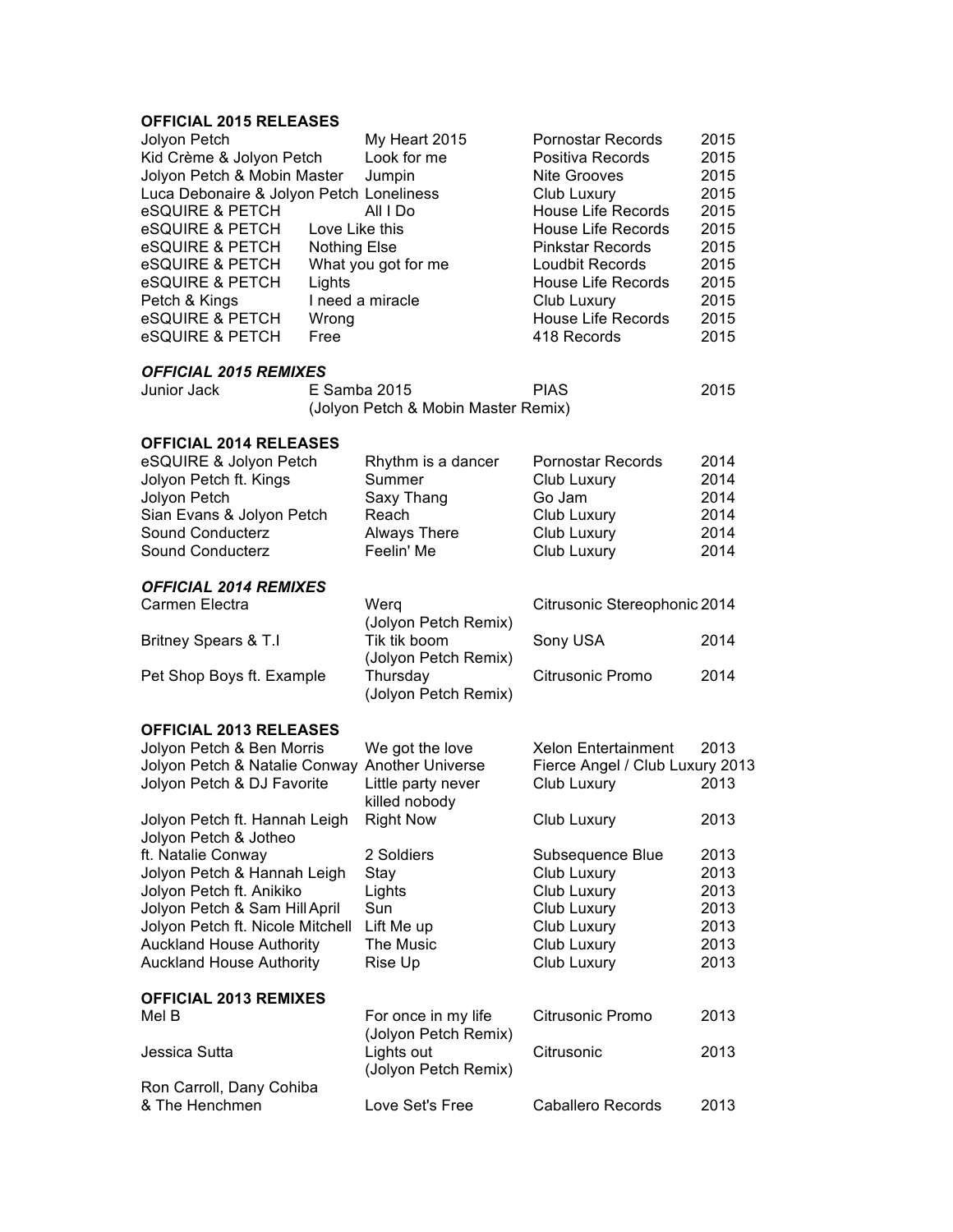**OFFICIAL 2015 RELEASES**

| Artist | Title | Label | Year |
|---|---|---|---|
| Jolyon Petch | My Heart 2015 | Pornostar Records | 2015 |
| Kid Crème & Jolyon Petch | Look for me | Positiva Records | 2015 |
| Jolyon Petch & Mobin Master | Jumpin | Nite Grooves | 2015 |
| Luca Debonaire & Jolyon Petch | Loneliness | Club Luxury | 2015 |
| eSQUIRE & PETCH | All I Do | House Life Records | 2015 |
| eSQUIRE & PETCH | Love Like this | House Life Records | 2015 |
| eSQUIRE & PETCH | Nothing Else | Pinkstar Records | 2015 |
| eSQUIRE & PETCH | What you got for me | Loudbit Records | 2015 |
| eSQUIRE & PETCH | Lights | House Life Records | 2015 |
| Petch & Kings | I need a miracle | Club Luxury | 2015 |
| eSQUIRE & PETCH | Wrong | House Life Records | 2015 |
| eSQUIRE & PETCH | Free | 418 Records | 2015 |

***OFFICIAL 2015 REMIXES***

| Artist | Title | Label | Year |
|---|---|---|---|
| Junior Jack | E Samba 2015 (Jolyon Petch & Mobin Master Remix) | PIAS | 2015 |

**OFFICIAL 2014 RELEASES**

| Artist | Title | Label | Year |
|---|---|---|---|
| eSQUIRE & Jolyon Petch | Rhythm is a dancer | Pornostar Records | 2014 |
| Jolyon Petch ft. Kings | Summer | Club Luxury | 2014 |
| Jolyon Petch | Saxy Thang | Go Jam | 2014 |
| Sian Evans & Jolyon Petch | Reach | Club Luxury | 2014 |
| Sound Conducterz | Always There | Club Luxury | 2014 |
| Sound Conducterz | Feelin' Me | Club Luxury | 2014 |

***OFFICIAL 2014 REMIXES***

| Artist | Title | Label | Year |
|---|---|---|---|
| Carmen Electra | Werq (Jolyon Petch Remix) | Citrusonic Stereophonic | 2014 |
| Britney Spears & T.I | Tik tik boom (Jolyon Petch Remix) | Sony USA | 2014 |
| Pet Shop Boys ft. Example | Thursday (Jolyon Petch Remix) | Citrusonic Promo | 2014 |

**OFFICIAL 2013 RELEASES**

| Artist | Title | Label | Year |
|---|---|---|---|
| Jolyon Petch & Ben Morris | We got the love | Xelon Entertainment | 2013 |
| Jolyon Petch & Natalie Conway | Another Universe | Fierce Angel / Club Luxury | 2013 |
| Jolyon Petch & DJ Favorite | Little party never killed nobody | Club Luxury | 2013 |
| Jolyon Petch ft. Hannah Leigh | Right Now | Club Luxury | 2013 |
| Jolyon Petch & Jotheo ft. Natalie Conway | 2 Soldiers | Subsequence Blue | 2013 |
| Jolyon Petch & Hannah Leigh | Stay | Club Luxury | 2013 |
| Jolyon Petch ft. Anikiko | Lights | Club Luxury | 2013 |
| Jolyon Petch & Sam Hill April | Sun | Club Luxury | 2013 |
| Jolyon Petch ft. Nicole Mitchell | Lift Me up | Club Luxury | 2013 |
| Auckland House Authority | The Music | Club Luxury | 2013 |
| Auckland House Authority | Rise Up | Club Luxury | 2013 |

**OFFICIAL 2013 REMIXES**

| Artist | Title | Label | Year |
|---|---|---|---|
| Mel B | For once in my life (Jolyon Petch Remix) | Citrusonic Promo | 2013 |
| Jessica Sutta | Lights out (Jolyon Petch Remix) | Citrusonic | 2013 |
| Ron Carroll, Dany Cohiba & The Henchmen | Love Set's Free | Caballero Records | 2013 |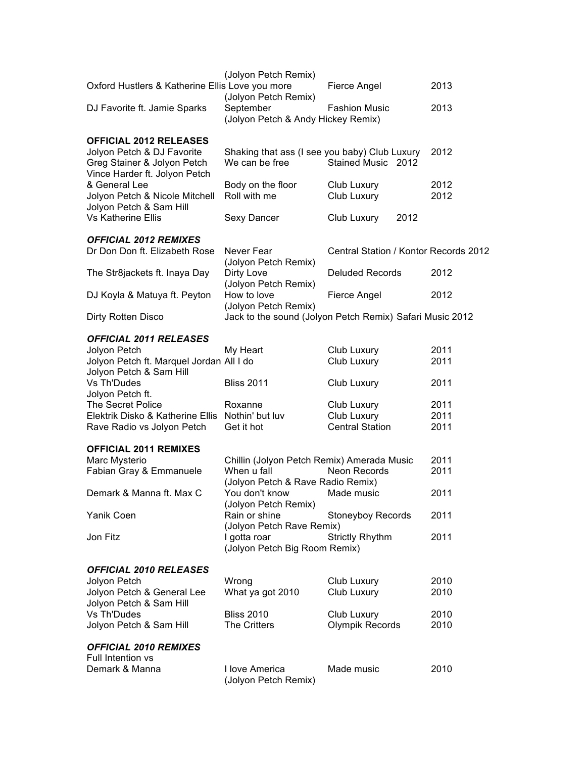| | (Jolyon Petch Remix) | | |
|---|---|---|---|
| Oxford Hustlers & Katherine Ellis | Love you more (Jolyon Petch Remix) | Fierce Angel | 2013 |
| DJ Favorite ft. Jamie Sparks | September (Jolyon Petch & Andy Hickey Remix) | Fashion Music | 2013 |

**OFFICIAL 2012 RELEASES**

| | | | |
|---|---|---|---|
| Jolyon Petch & DJ Favorite | Shaking that ass (I see you baby) | Club Luxury | 2012 |
| Greg Stainer & Jolyon Petch | We can be free | Stained Music | 2012 |
| Vince Harder ft. Jolyon Petch & General Lee | Body on the floor | Club Luxury | 2012 |
| Jolyon Petch & Nicole Mitchell | Roll with me | Club Luxury | 2012 |
| Jolyon Petch & Sam Hill Vs Katherine Ellis | Sexy Dancer | Club Luxury | 2012 |

***OFFICIAL 2012 REMIXES***

| | | | |
|---|---|---|---|
| Dr Don Don ft. Elizabeth Rose | Never Fear (Jolyon Petch Remix) | Central Station / Kontor Records | 2012 |
| The Str8jackets ft. Inaya Day | Dirty Love (Jolyon Petch Remix) | Deluded Records | 2012 |
| DJ Koyla & Matuya ft. Peyton | How to love (Jolyon Petch Remix) | Fierce Angel | 2012 |
| Dirty Rotten Disco | Jack to the sound (Jolyon Petch Remix) | Safari Music | 2012 |

***OFFICIAL 2011 RELEASES***

| | | | |
|---|---|---|---|
| Jolyon Petch | My Heart | Club Luxury | 2011 |
| Jolyon Petch ft. Marquel Jordan | All I do | Club Luxury | 2011 |
| Jolyon Petch & Sam Hill Vs Th'Dudes | Bliss 2011 | Club Luxury | 2011 |
| Jolyon Petch ft. The Secret Police | Roxanne | Club Luxury | 2011 |
| Elektrik Disko & Katherine Ellis | Nothin' but luv | Club Luxury | 2011 |
| Rave Radio vs Jolyon Petch | Get it hot | Central Station | 2011 |

**OFFICIAL 2011 REMIXES**

| | | | |
|---|---|---|---|
| Marc Mysterio | Chillin (Jolyon Petch Remix) | Amerada Music | 2011 |
| Fabian Gray & Emmanuele | When u fall (Jolyon Petch & Rave Radio Remix) | Neon Records | 2011 |
| Demark & Manna ft. Max C | You don't know (Jolyon Petch Remix) | Made music | 2011 |
| Yanik Coen | Rain or shine (Jolyon Petch Rave Remix) | Stoneyboy Records | 2011 |
| Jon Fitz | I gotta roar (Jolyon Petch Big Room Remix) | Strictly Rhythm | 2011 |

***OFFICIAL 2010 RELEASES***

| | | | |
|---|---|---|---|
| Jolyon Petch | Wrong | Club Luxury | 2010 |
| Jolyon Petch & General Lee | What ya got 2010 | Club Luxury | 2010 |
| Jolyon Petch & Sam Hill Vs Th'Dudes | Bliss 2010 | Club Luxury | 2010 |
| Jolyon Petch & Sam Hill | The Critters | Olympik Records | 2010 |

***OFFICIAL 2010 REMIXES***

| | | | |
|---|---|---|---|
| Full Intention vs Demark & Manna | I love America (Jolyon Petch Remix) | Made music | 2010 |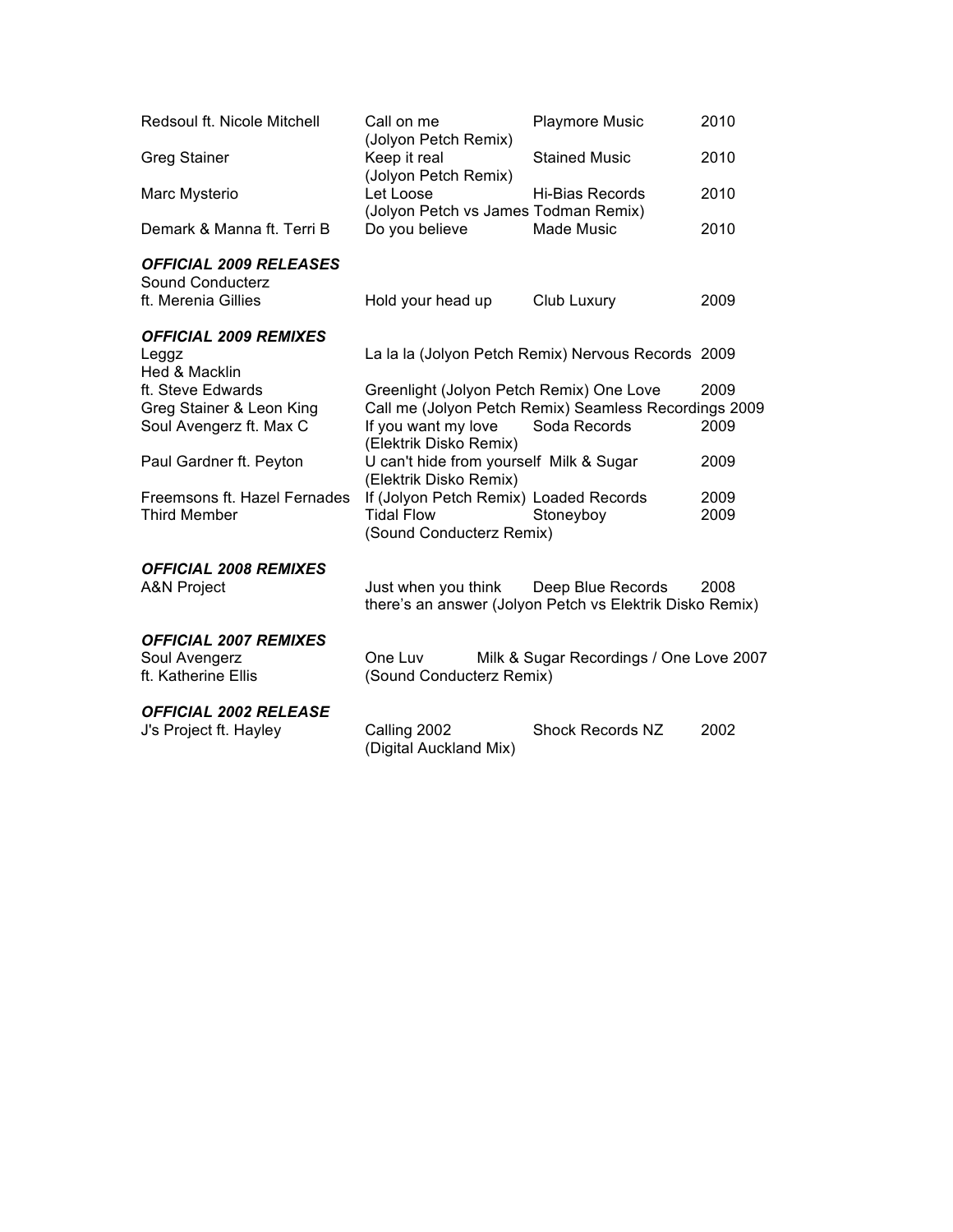| | | | |
|---|---|---|---|
| Redsoul ft. Nicole Mitchell | Call on me (Jolyon Petch Remix) | Playmore Music | 2010 |
| Greg Stainer | Keep it real (Jolyon Petch Remix) | Stained Music | 2010 |
| Marc Mysterio | Let Loose (Jolyon Petch vs James Todman Remix) | Hi-Bias Records | 2010 |
| Demark & Manna ft. Terri B | Do you believe | Made Music | 2010 |

***OFFICIAL 2009 RELEASES***

| | | | |
|---|---|---|---|
| Sound Conducterz ft. Merenia Gillies | Hold your head up | Club Luxury | 2009 |

***OFFICIAL 2009 REMIXES***

| | | | |
|---|---|---|---|
| Leggz | La la la (Jolyon Petch Remix) | Nervous Records | 2009 |
| Hed & Macklin ft. Steve Edwards | Greenlight (Jolyon Petch Remix) | One Love | 2009 |
| Greg Stainer & Leon King | Call me (Jolyon Petch Remix) | Seamless Recordings | 2009 |
| Soul Avengerz ft. Max C | If you want my love (Elektrik Disko Remix) | Soda Records | 2009 |
| Paul Gardner ft. Peyton | U can't hide from yourself (Elektrik Disko Remix) | Milk & Sugar | 2009 |
| Freemsons ft. Hazel Fernades | If (Jolyon Petch Remix) | Loaded Records | 2009 |
| Third Member | Tidal Flow (Sound Conducterz Remix) | Stoneyboy | 2009 |

***OFFICIAL 2008 REMIXES***

| | | | |
|---|---|---|---|
| A&N Project | Just when you think there's an answer (Jolyon Petch vs Elektrik Disko Remix) | Deep Blue Records | 2008 |

***OFFICIAL 2007 REMIXES***

| | | | |
|---|---|---|---|
| Soul Avengerz ft. Katherine Ellis | One Luv (Sound Conducterz Remix) | Milk & Sugar Recordings / One Love | 2007 |

***OFFICIAL 2002 RELEASE***

| | | | |
|---|---|---|---|
| J's Project ft. Hayley | Calling 2002 (Digital Auckland Mix) | Shock Records NZ | 2002 |